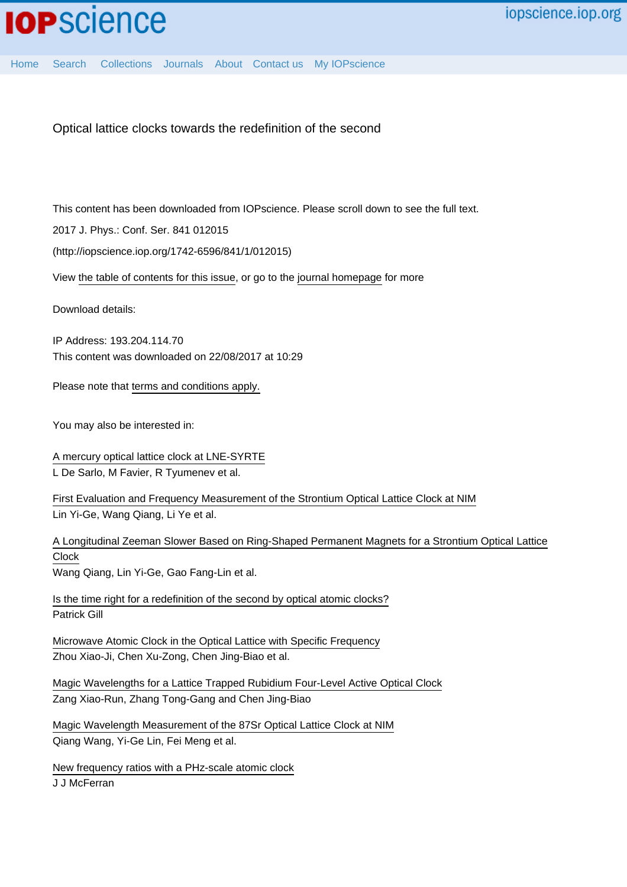# Optical lattice clocks towards the redefinition of the second

This content has been downloaded from IOPscience. Please scroll down to see the full text.

2017 J. Phys.: Conf. Ser. 841 012015

(http://iopscience.iop.org/1742-6596/841/1/012015)

View the table of contents for this issue, or go to the journal homepage for more

Download details:

IP Address: 193.204.114.70
This content was downloaded on 22/08/2017 at 10:29

Please note that terms and conditions apply.

You may also be interested in:

A mercury optical lattice clock at LNE-SYRTE
L De Sarlo, M Favier, R Tyumenev et al.

First Evaluation and Frequency Measurement of the Strontium Optical Lattice Clock at NIM
Lin Yi-Ge, Wang Qiang, Li Ye et al.

A Longitudinal Zeeman Slower Based on Ring-Shaped Permanent Magnets for a Strontium Optical Lattice Clock
Wang Qiang, Lin Yi-Ge, Gao Fang-Lin et al.

Is the time right for a redefinition of the second by optical atomic clocks?
Patrick Gill

Microwave Atomic Clock in the Optical Lattice with Specific Frequency
Zhou Xiao-Ji, Chen Xu-Zong, Chen Jing-Biao et al.

Magic Wavelengths for a Lattice Trapped Rubidium Four-Level Active Optical Clock
Zang Xiao-Run, Zhang Tong-Gang and Chen Jing-Biao

Magic Wavelength Measurement of the 87Sr Optical Lattice Clock at NIM
Qiang Wang, Yi-Ge Lin, Fei Meng et al.

New frequency ratios with a PHz-scale atomic clock
J J McFerran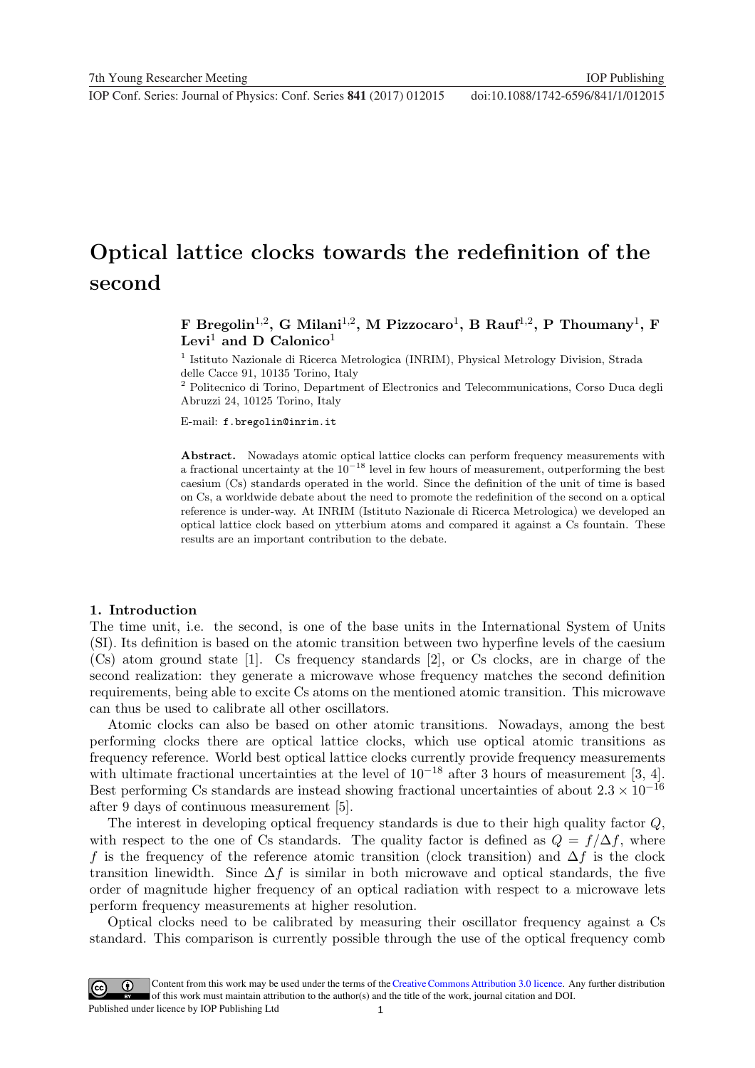# Optical lattice clocks towards the redefinition of the second

**F Bregolin[1,2], G Milani[1,2], M Pizzocaro[1], B Rauf[1,2], P Thoumany[1], F Levi[1] and D Calonico[1]**

[1] Istituto Nazionale di Ricerca Metrologica (INRIM), Physical Metrology Division, Strada delle Cacce 91, 10135 Torino, Italy

[2] Politecnico di Torino, Department of Electronics and Telecommunications, Corso Duca degli Abruzzi 24, 10125 Torino, Italy

E-mail: f.bregolin@inrim.it

**Abstract.** Nowadays atomic optical lattice clocks can perform frequency measurements with a fractional uncertainty at the $10^{-18}$ level in few hours of measurement, outperforming the best caesium (Cs) standards operated in the world. Since the definition of the unit of time is based on Cs, a worldwide debate about the need to promote the redefinition of the second on a optical reference is under-way. At INRIM (Istituto Nazionale di Ricerca Metrologica) we developed an optical lattice clock based on ytterbium atoms and compared it against a Cs fountain. These results are an important contribution to the debate.

## 1. Introduction

The time unit, i.e. the second, is one of the base units in the International System of Units (SI). Its definition is based on the atomic transition between two hyperfine levels of the caesium (Cs) atom ground state [1]. Cs frequency standards [2], or Cs clocks, are in charge of the second realization: they generate a microwave whose frequency matches the second definition requirements, being able to excite Cs atoms on the mentioned atomic transition. This microwave can thus be used to calibrate all other oscillators.

Atomic clocks can also be based on other atomic transitions. Nowadays, among the best performing clocks there are optical lattice clocks, which use optical atomic transitions as frequency reference. World best optical lattice clocks currently provide frequency measurements with ultimate fractional uncertainties at the level of $10^{-18}$ after 3 hours of measurement [3, 4]. Best performing Cs standards are instead showing fractional uncertainties of about $2.3 \times 10^{-16}$ after 9 days of continuous measurement [5].

The interest in developing optical frequency standards is due to their high quality factor $Q$, with respect to the one of Cs standards. The quality factor is defined as $Q = f/\Delta f$, where $f$ is the frequency of the reference atomic transition (clock transition) and $\Delta f$ is the clock transition linewidth. Since $\Delta f$ is similar in both microwave and optical standards, the five order of magnitude higher frequency of an optical radiation with respect to a microwave lets perform frequency measurements at higher resolution.

Optical clocks need to be calibrated by measuring their oscillator frequency against a Cs standard. This comparison is currently possible through the use of the optical frequency comb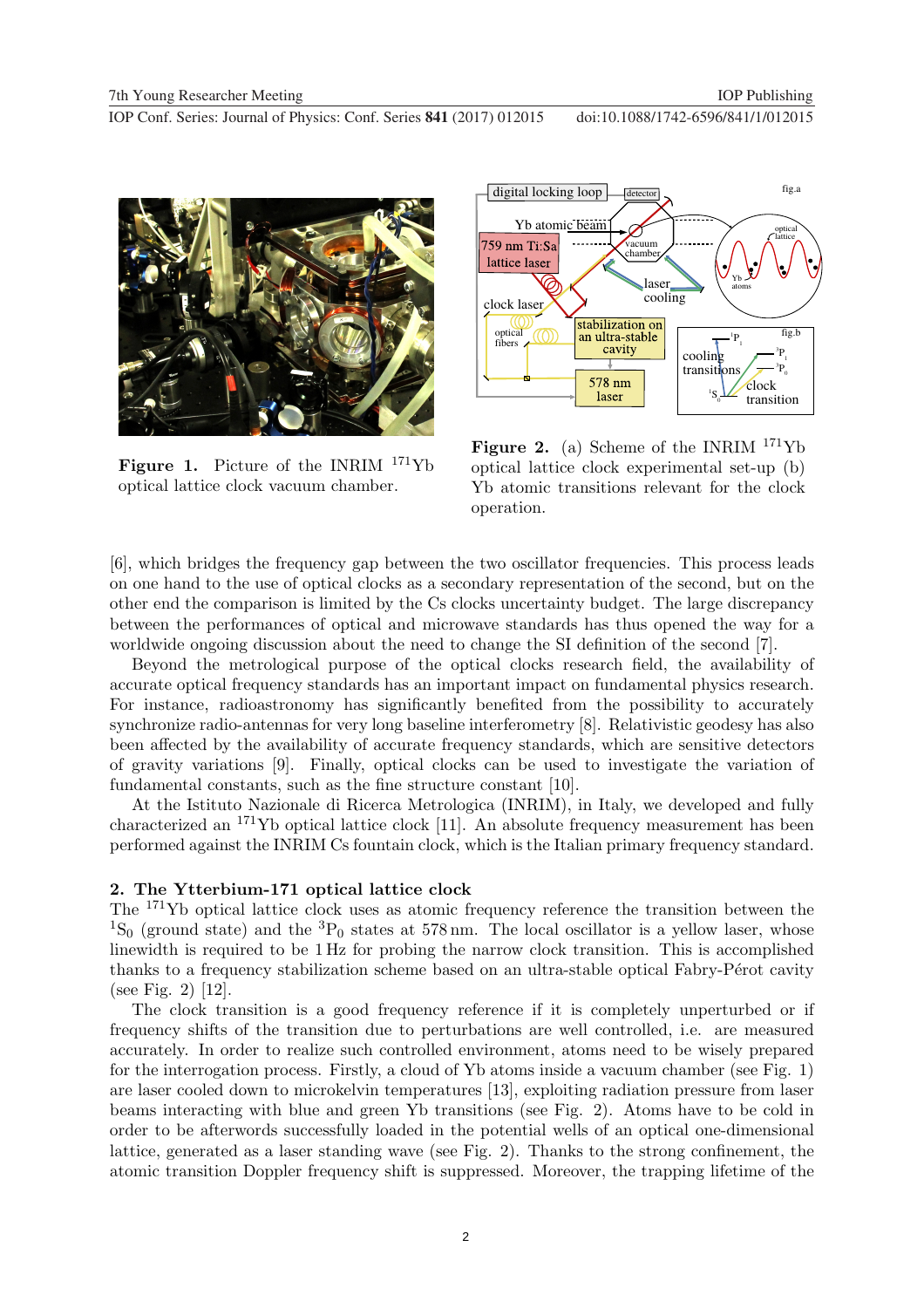**Figure 1.** Picture of the INRIM $^{171}$Yb optical lattice clock vacuum chamber.

**Figure 2.** (a) Scheme of the INRIM $^{171}$Yb optical lattice clock experimental set-up (b) Yb atomic transitions relevant for the clock operation.

[6], which bridges the frequency gap between the two oscillator frequencies. This process leads on one hand to the use of optical clocks as a secondary representation of the second, but on the other end the comparison is limited by the Cs clocks uncertainty budget. The large discrepancy between the performances of optical and microwave standards has thus opened the way for a worldwide ongoing discussion about the need to change the SI definition of the second [7].

Beyond the metrological purpose of the optical clocks research field, the availability of accurate optical frequency standards has an important impact on fundamental physics research. For instance, radioastronomy has significantly benefited from the possibility to accurately synchronize radio-antennas for very long baseline interferometry [8]. Relativistic geodesy has also been affected by the availability of accurate frequency standards, which are sensitive detectors of gravity variations [9]. Finally, optical clocks can be used to investigate the variation of fundamental constants, such as the fine structure constant [10].

At the Istituto Nazionale di Ricerca Metrologica (INRIM), in Italy, we developed and fully characterized an $^{171}$Yb optical lattice clock [11]. An absolute frequency measurement has been performed against the INRIM Cs fountain clock, which is the Italian primary frequency standard.

## 2. The Ytterbium-171 optical lattice clock

The $^{171}$Yb optical lattice clock uses as atomic frequency reference the transition between the $^1S_0$ (ground state) and the $^3P_0$ states at 578 nm. The local oscillator is a yellow laser, whose linewidth is required to be 1 Hz for probing the narrow clock transition. This is accomplished thanks to a frequency stabilization scheme based on an ultra-stable optical Fabry-Pérot cavity (see Fig. 2) [12].

The clock transition is a good frequency reference if it is completely unperturbed or if frequency shifts of the transition due to perturbations are well controlled, i.e. are measured accurately. In order to realize such controlled environment, atoms need to be wisely prepared for the interrogation process. Firstly, a cloud of Yb atoms inside a vacuum chamber (see Fig. 1) are laser cooled down to microkelvin temperatures [13], exploiting radiation pressure from laser beams interacting with blue and green Yb transitions (see Fig. 2). Atoms have to be cold in order to be afterwords successfully loaded in the potential wells of an optical one-dimensional lattice, generated as a laser standing wave (see Fig. 2). Thanks to the strong confinement, the atomic transition Doppler frequency shift is suppressed. Moreover, the trapping lifetime of the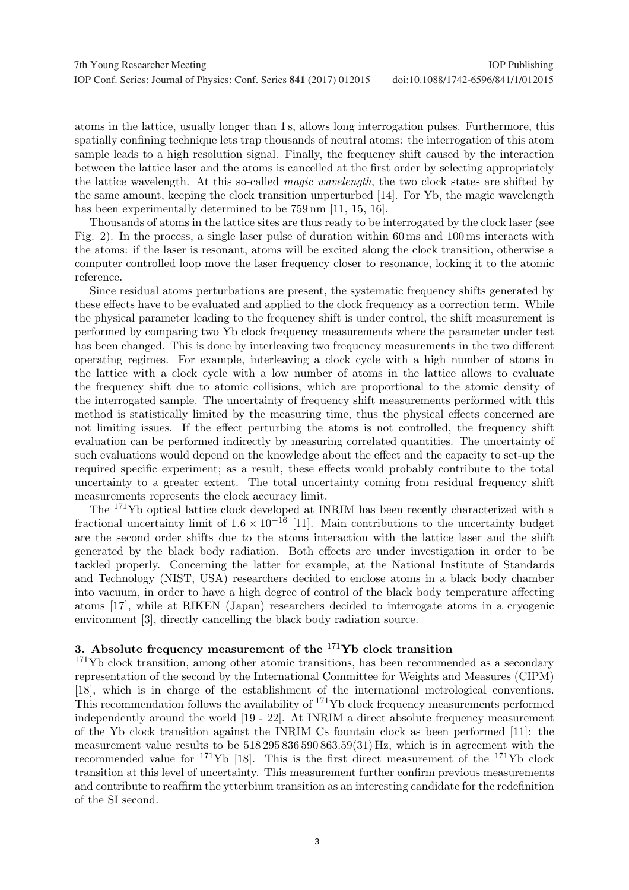atoms in the lattice, usually longer than 1 s, allows long interrogation pulses. Furthermore, this spatially confining technique lets trap thousands of neutral atoms: the interrogation of this atom sample leads to a high resolution signal. Finally, the frequency shift caused by the interaction between the lattice laser and the atoms is cancelled at the first order by selecting appropriately the lattice wavelength. At this so-called *magic wavelength*, the two clock states are shifted by the same amount, keeping the clock transition unperturbed [14]. For Yb, the magic wavelength has been experimentally determined to be 759 nm [11, 15, 16].

Thousands of atoms in the lattice sites are thus ready to be interrogated by the clock laser (see Fig. 2). In the process, a single laser pulse of duration within 60 ms and 100 ms interacts with the atoms: if the laser is resonant, atoms will be excited along the clock transition, otherwise a computer controlled loop move the laser frequency closer to resonance, locking it to the atomic reference.

Since residual atoms perturbations are present, the systematic frequency shifts generated by these effects have to be evaluated and applied to the clock frequency as a correction term. While the physical parameter leading to the frequency shift is under control, the shift measurement is performed by comparing two Yb clock frequency measurements where the parameter under test has been changed. This is done by interleaving two frequency measurements in the two different operating regimes. For example, interleaving a clock cycle with a high number of atoms in the lattice with a clock cycle with a low number of atoms in the lattice allows to evaluate the frequency shift due to atomic collisions, which are proportional to the atomic density of the interrogated sample. The uncertainty of frequency shift measurements performed with this method is statistically limited by the measuring time, thus the physical effects concerned are not limiting issues. If the effect perturbing the atoms is not controlled, the frequency shift evaluation can be performed indirectly by measuring correlated quantities. The uncertainty of such evaluations would depend on the knowledge about the effect and the capacity to set-up the required specific experiment; as a result, these effects would probably contribute to the total uncertainty to a greater extent. The total uncertainty coming from residual frequency shift measurements represents the clock accuracy limit.

The $^{171}$Yb optical lattice clock developed at INRIM has been recently characterized with a fractional uncertainty limit of $1.6 \times 10^{-16}$ [11]. Main contributions to the uncertainty budget are the second order shifts due to the atoms interaction with the lattice laser and the shift generated by the black body radiation. Both effects are under investigation in order to be tackled properly. Concerning the latter for example, at the National Institute of Standards and Technology (NIST, USA) researchers decided to enclose atoms in a black body chamber into vacuum, in order to have a high degree of control of the black body temperature affecting atoms [17], while at RIKEN (Japan) researchers decided to interrogate atoms in a cryogenic environment [3], directly cancelling the black body radiation source.

## 3. Absolute frequency measurement of the $^{171}$Yb clock transition

$^{171}$Yb clock transition, among other atomic transitions, has been recommended as a secondary representation of the second by the International Committee for Weights and Measures (CIPM) [18], which is in charge of the establishment of the international metrological conventions. This recommendation follows the availability of $^{171}$Yb clock frequency measurements performed independently around the world [19 - 22]. At INRIM a direct absolute frequency measurement of the Yb clock transition against the INRIM Cs fountain clock as been performed [11]: the measurement value results to be 518 295 836 590 863.59(31) Hz, which is in agreement with the recommended value for $^{171}$Yb [18]. This is the first direct measurement of the $^{171}$Yb clock transition at this level of uncertainty. This measurement further confirm previous measurements and contribute to reaffirm the ytterbium transition as an interesting candidate for the redefinition of the SI second.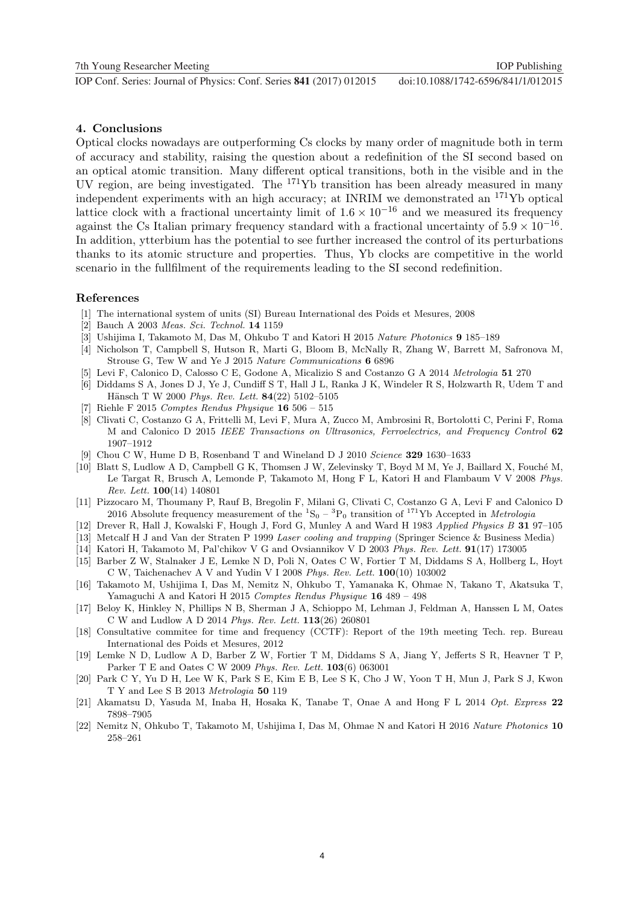## 4. Conclusions

Optical clocks nowadays are outperforming Cs clocks by many order of magnitude both in term of accuracy and stability, raising the question about a redefinition of the SI second based on an optical atomic transition. Many different optical transitions, both in the visible and in the UV region, are being investigated. The $^{171}$Yb transition has been already measured in many independent experiments with an high accuracy; at INRIM we demonstrated an $^{171}$Yb optical lattice clock with a fractional uncertainty limit of $1.6 \times 10^{-16}$ and we measured its frequency against the Cs Italian primary frequency standard with a fractional uncertainty of $5.9 \times 10^{-16}$. In addition, ytterbium has the potential to see further increased the control of its perturbations thanks to its atomic structure and properties. Thus, Yb clocks are competitive in the world scenario in the fullfilment of the requirements leading to the SI second redefinition.

## References

[1] The international system of units (SI) Bureau International des Poids et Mesures, 2008

[2] Bauch A 2003 *Meas. Sci. Technol.* **14** 1159

[3] Ushijima I, Takamoto M, Das M, Ohkubo T and Katori H 2015 *Nature Photonics* **9** 185–189

[4] Nicholson T, Campbell S, Hutson R, Marti G, Bloom B, McNally R, Zhang W, Barrett M, Safronova M, Strouse G, Tew W and Ye J 2015 *Nature Communications* **6** 6896

[5] Levi F, Calonico D, Calosso C E, Godone A, Micalizio S and Costanzo G A 2014 *Metrologia* **51** 270

[6] Diddams S A, Jones D J, Ye J, Cundiff S T, Hall J L, Ranka J K, Windeler R S, Holzwarth R, Udem T and Hänsch T W 2000 *Phys. Rev. Lett.* **84**(22) 5102–5105

[7] Riehle F 2015 *Comptes Rendus Physique* **16** 506 – 515

[8] Clivati C, Costanzo G A, Frittelli M, Levi F, Mura A, Zucco M, Ambrosini R, Bortolotti C, Perini F, Roma M and Calonico D 2015 *IEEE Transactions on Ultrasonics, Ferroelectrics, and Frequency Control* **62** 1907–1912

[9] Chou C W, Hume D B, Rosenband T and Wineland D J 2010 *Science* **329** 1630–1633

[10] Blatt S, Ludlow A D, Campbell G K, Thomsen J W, Zelevinsky T, Boyd M M, Ye J, Baillard X, Fouché M, Le Targat R, Brusch A, Lemonde P, Takamoto M, Hong F L, Katori H and Flambaum V V 2008 *Phys. Rev. Lett.* **100**(14) 140801

[11] Pizzocaro M, Thoumany P, Rauf B, Bregolin F, Milani G, Clivati C, Costanzo G A, Levi F and Calonico D 2016 Absolute frequency measurement of the $^1$S$_0$ – $^3$P$_0$ transition of $^{171}$Yb Accepted in *Metrologia*

[12] Drever R, Hall J, Kowalski F, Hough J, Ford G, Munley A and Ward H 1983 *Applied Physics B* **31** 97–105

[13] Metcalf H J and Van der Straten P 1999 *Laser cooling and trapping* (Springer Science & Business Media)

[14] Katori H, Takamoto M, Pal'chikov V G and Ovsiannikov V D 2003 *Phys. Rev. Lett.* **91**(17) 173005

[15] Barber Z W, Stalnaker J E, Lemke N D, Poli N, Oates C W, Fortier T M, Diddams S A, Hollberg L, Hoyt C W, Taichenachev A V and Yudin V I 2008 *Phys. Rev. Lett.* **100**(10) 103002

[16] Takamoto M, Ushijima I, Das M, Nemitz N, Ohkubo T, Yamanaka K, Ohmae N, Takano T, Akatsuka T, Yamaguchi A and Katori H 2015 *Comptes Rendus Physique* **16** 489 – 498

[17] Beloy K, Hinkley N, Phillips N B, Sherman J A, Schioppo M, Lehman J, Feldman A, Hanssen L M, Oates C W and Ludlow A D 2014 *Phys. Rev. Lett.* **113**(26) 260801

[18] Consultative commitee for time and frequency (CCTF): Report of the 19th meeting Tech. rep. Bureau International des Poids et Mesures, 2012

[19] Lemke N D, Ludlow A D, Barber Z W, Fortier T M, Diddams S A, Jiang Y, Jefferts S R, Heavner T P, Parker T E and Oates C W 2009 *Phys. Rev. Lett.* **103**(6) 063001

[20] Park C Y, Yu D H, Lee W K, Park S E, Kim E B, Lee S K, Cho J W, Yoon T H, Mun J, Park S J, Kwon T Y and Lee S B 2013 *Metrologia* **50** 119

[21] Akamatsu D, Yasuda M, Inaba H, Hosaka K, Tanabe T, Onae A and Hong F L 2014 *Opt. Express* **22** 7898–7905

[22] Nemitz N, Ohkubo T, Takamoto M, Ushijima I, Das M, Ohmae N and Katori H 2016 *Nature Photonics* **10** 258–261